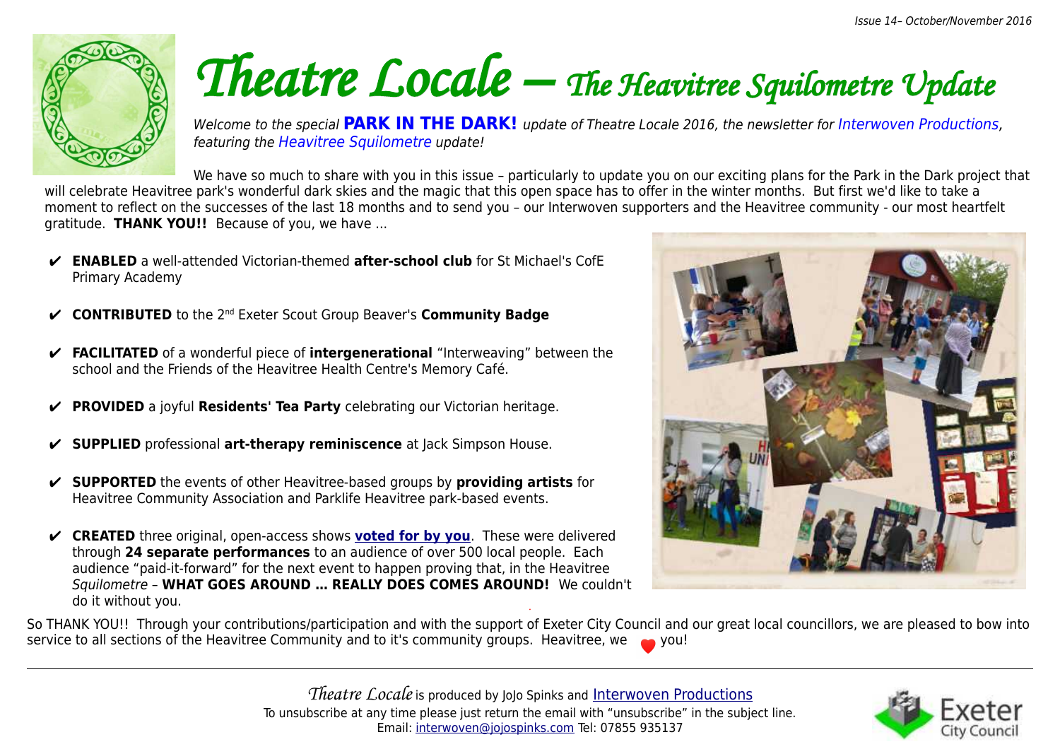*Issue 14– October/November 2016*

# *Theatre Locale – The Heavitree Squilometre Update*

*Welcome to the special* **PARK IN THE DARK!** *update of Theatre Locale 2016, the newsletter for Interwoven Productions, featuring the Heavitree Squilometre update!*

We have so much to share with you in this issue – particularly to update you on our exciting plans for the Park in the Dark project that will celebrate Heavitree park's wonderful dark skies and the magic that this open space has to offer in the winter months. But first we'd like to take a moment to reflect on the successes of the last 18 months and to send you – our Interwoven supporters and the Heavitree community - our most heartfelt gratitude. **THANK YOU!!** Because of you, we have ...

- ✔ **ENABLED** a well-attended Victorian-themed **after-school club** for St Michael's CofE Primary Academy
- ✔ **CONTRIBUTED** to the 2nd Exeter Scout Group Beaver's **Community Badge**
- ✔ **FACILITATED** of a wonderful piece of **intergenerational** "Interweaving" between the school and the Friends of the Heavitree Health Centre's Memory Café.
- ✔ **PROVIDED** a joyful **Residents' Tea Party** celebrating our Victorian heritage.
- ✔ **SUPPLIED** professional **art-therapy reminiscence** at Jack Simpson House.
- ✔ **SUPPORTED** the events of other Heavitree-based groups by **providing artists** for Heavitree Community Association and Parklife Heavitree park-based events.
- ✔ **CREATED** three original, open-access shows **voted for by you**. These were delivered through **24 separate performances** to an audience of over 500 local people. Each audience "paid-it-forward" for the next event to happen proving that, in the Heavitree *Squilometre* – **WHAT GOES AROUND ... REALLY DOES COMES AROUND!** We couldn't do it without you.

So THANK YOU!! Through your contributions/participation and with the support of Exeter City Council and our great local councillors, we are pleased to bow into service to all sections of the Heavitree Community and to it's community groups. Heavitree, we ♥ you!

---

*Theatre Locale* is produced by JoJo Spinks and Interwoven Productions

To unsubscribe at any time please just return the email with "unsubscribe" in the subject line.

Email: interwoven@jojospinks.com Tel: 07855 935137

Exeter City Council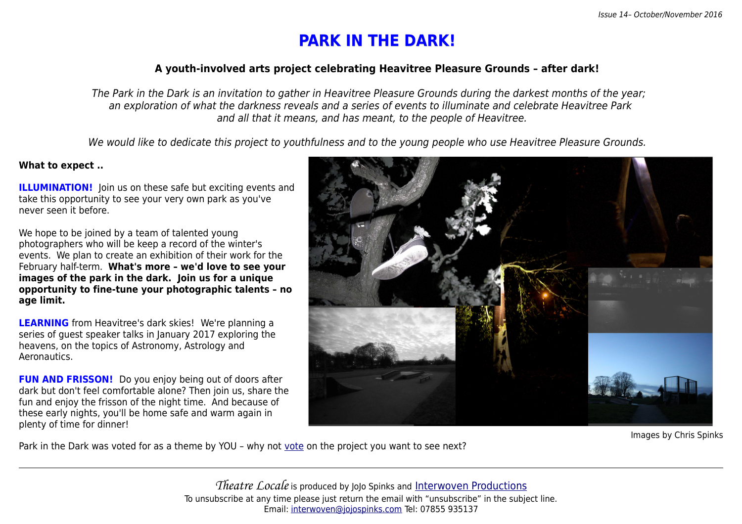*Issue 14– October/November 2016*

# PARK IN THE DARK!

### A youth-involved arts project celebrating Heavitree Pleasure Grounds – after dark!

*The Park in the Dark is an invitation to gather in Heavitree Pleasure Grounds during the darkest months of the year; an exploration of what the darkness reveals and a series of events to illuminate and celebrate Heavitree Park and all that it means, and has meant, to the people of Heavitree.*

*We would like to dedicate this project to youthfulness and to the young people who use Heavitree Pleasure Grounds.*

**What to expect ..**

**ILLUMINATION!** Join us on these safe but exciting events and take this opportunity to see your very own park as you've never seen it before.

We hope to be joined by a team of talented young photographers who will be keep a record of the winter's events. We plan to create an exhibition of their work for the February half-term. **What's more – we'd love to see your images of the park in the dark. Join us for a unique opportunity to fine-tune your photographic talents – no age limit.**

**LEARNING** from Heavitree's dark skies! We're planning a series of guest speaker talks in January 2017 exploring the heavens, on the topics of Astronomy, Astrology and Aeronautics.

**FUN AND FRISSON!** Do you enjoy being out of doors after dark but don't feel comfortable alone? Then join us, share the fun and enjoy the frisson of the night time. And because of these early nights, you'll be home safe and warm again in plenty of time for dinner!

Images by Chris Spinks

Park in the Dark was voted for as a theme by YOU – why not vote on the project you want to see next?

---

*Theatre Locale* is produced by JoJo Spinks and Interwoven Productions

To unsubscribe at any time please just return the email with "unsubscribe" in the subject line.

Email: interwoven@jojospinks.com Tel: 07855 935137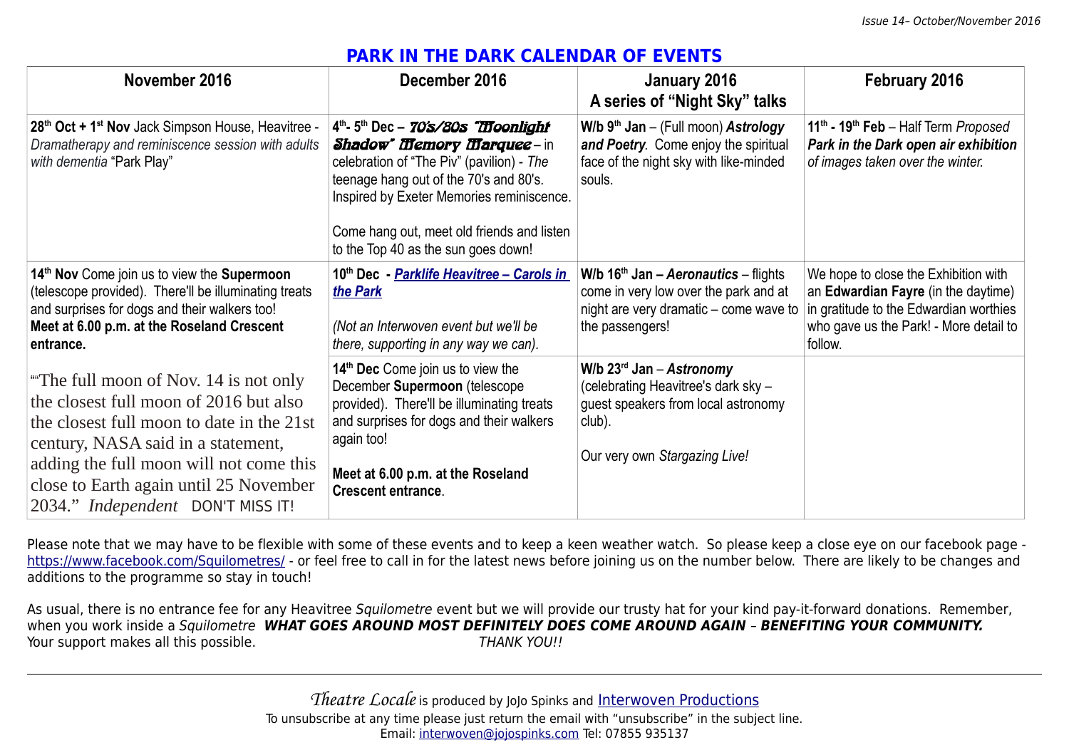## PARK IN THE DARK CALENDAR OF EVENTS

| November 2016 | December 2016 | January 2016<br>A series of "Night Sky" talks | February 2016 |
|---|---|---|---|
| **28th Oct + 1st Nov** Jack Simpson House, Heavitree - *Dramatherapy and reminiscence session with adults with dementia* "Park Play" | **4th- 5th Dec – *70's/80s "Moonlight Shadow" Memory Marquee*** – in celebration of "The Piv" (pavilion) - *The* teenage hang out of the 70's and 80's. Inspired by Exeter Memories reminiscence.<br><br>Come hang out, meet old friends and listen to the Top 40 as the sun goes down! | **W/b 9th Jan** – (Full moon) ***Astrology and Poetry***. Come enjoy the spiritual face of the night sky with like-minded souls. | **11th - 19th Feb** – Half Term *Proposed* ***Park in the Dark open air exhibition*** *of images taken over the winter.* |
| **14th Nov** Come join us to view the **Supermoon** (telescope provided). There'll be illuminating treats and surprises for dogs and their walkers too!<br>**Meet at 6.00 p.m. at the Roseland Crescent entrance.**<br><br>""The full moon of Nov. 14 is not only the closest full moon of 2016 but also the closest full moon to date in the 21st century, NASA said in a statement, adding the full moon will not come this close to Earth again until 25 November 2034." *Independent* DON'T MISS IT! | **10th Dec** - ***Parklife Heavitree – Carols in the Park***<br><br>*(Not an Interwoven event but we'll be there, supporting in any way we can).* | **W/b 16th Jan – *Aeronautics*** – flights come in very low over the park and at night are very dramatic – come wave to the passengers! | We hope to close the Exhibition with an **Edwardian Fayre** (in the daytime) in gratitude to the Edwardian worthies who gave us the Park! - More detail to follow. |
| | **14th Dec** Come join us to view the December **Supermoon** (telescope provided). There'll be illuminating treats and surprises for dogs and their walkers again too!<br><br>**Meet at 6.00 p.m. at the Roseland Crescent entrance**. | **W/b 23rd Jan** – ***Astronomy*** (celebrating Heavitree's dark sky – guest speakers from local astronomy club).<br><br>Our very own *Stargazing Live!* | |

Please note that we may have to be flexible with some of these events and to keep a keen weather watch. So please keep a close eye on our facebook page - https://www.facebook.com/Squilometres/ - or feel free to call in for the latest news before joining us on the number below. There are likely to be changes and additions to the programme so stay in touch!

As usual, there is no entrance fee for any Heavitree *Squilometre* event but we will provide our trusty hat for your kind pay-it-forward donations. Remember, when you work inside a *Squilometre* ***WHAT GOES AROUND MOST DEFINITELY DOES COME AROUND AGAIN*** – ***BENEFITING YOUR COMMUNITY.*** Your support makes all this possible. *THANK YOU!!*

---

*Theatre Locale* is produced by JoJo Spinks and Interwoven Productions
To unsubscribe at any time please just return the email with "unsubscribe" in the subject line.
Email: interwoven@jojospinks.com Tel: 07855 935137